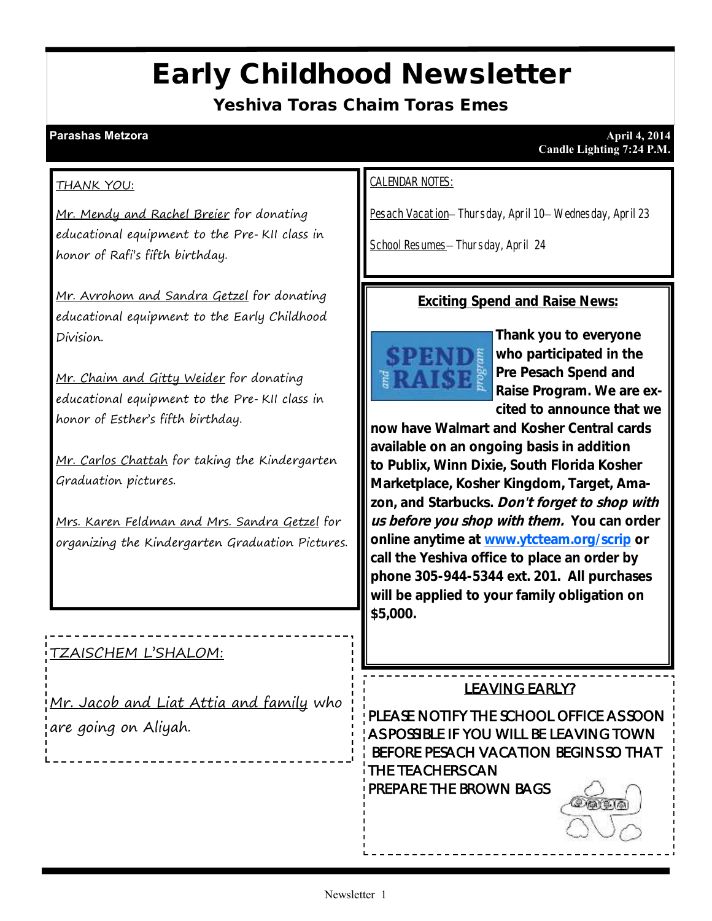# Early Childhood Newsletter

## Yeshiva Toras Chaim Toras Emes

**Parashas Metzora**

**April 4, 2014**
**Candle Lighting 7:24 P.M.**

THANK YOU:

Mr. Mendy and Rachel Breier for donating educational equipment to the Pre- KII class in honor of Rafi's fifth birthday.

Mr. Avrohom and Sandra Getzel for donating educational equipment to the Early Childhood Division.

Mr. Chaim and Gitty Weider for donating educational equipment to the Pre- KII class in honor of Esther's fifth birthday.

Mr. Carlos Chattah for taking the Kindergarten Graduation pictures.

Mrs. Karen Feldman and Mrs. Sandra Getzel for organizing the Kindergarten Graduation Pictures.

TZAISCHEM L'SHALOM:

Mr. Jacob and Liat Attia and family who are going on Aliyah.

CALENDAR NOTES:

Pesach Vacation— Thursday, April 10— Wednesday, April 23

School Resumes— Thursday, April 24

**Exciting Spend and Raise News:**

**Thank you to everyone who participated in the Pre Pesach Spend and Raise Program. We are excited to announce that we now have Walmart and Kosher Central cards available on an ongoing basis in addition to Publix, Winn Dixie, South Florida Kosher Marketplace, Kosher Kingdom, Target, Amazon, and Starbucks. *Don't forget to shop with us before you shop with them.* You can order online anytime at www.ytcteam.org/scrip or call the Yeshiva office to place an order by phone 305-944-5344 ext. 201. All purchases will be applied to your family obligation on $5,000.**

LEAVING EARLY?

PLEASE NOTIFY THE SCHOOL OFFICE AS SOON AS POSSIBLE IF YOU WILL BE LEAVING TOWN BEFORE PESACH VACATION BEGINS SO THAT THE TEACHERS CAN PREPARE THE BROWN BAGS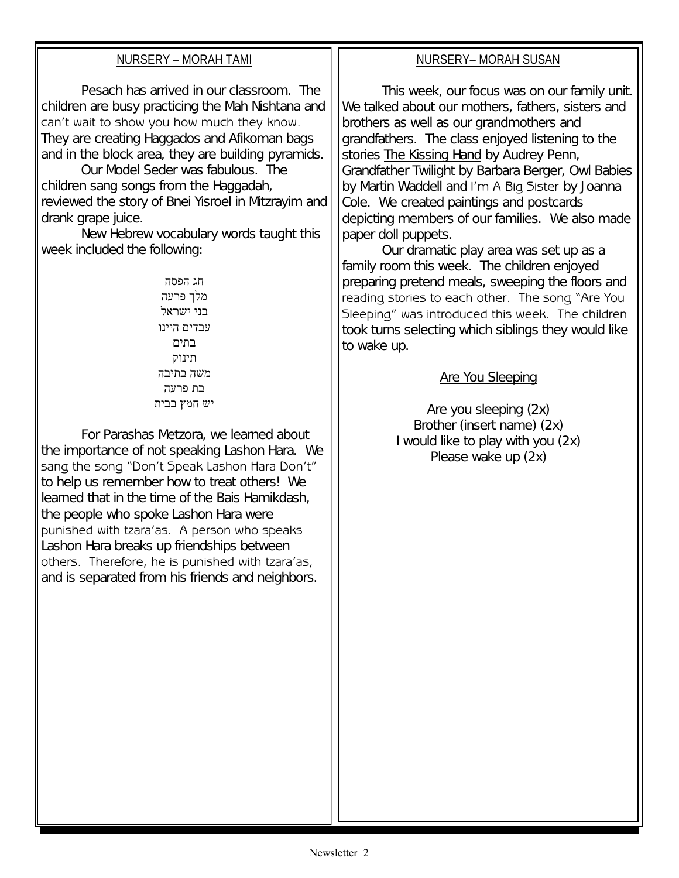## NURSERY – MORAH TAMI

Pesach has arrived in our classroom. The children are busy practicing the Mah Nishtana and can't wait to show you how much they know. They are creating Haggados and Afikoman bags and in the block area, they are building pyramids.

Our Model Seder was fabulous. The children sang songs from the Haggadah, reviewed the story of Bnei Yisroel in Mitzrayim and drank grape juice.

New Hebrew vocabulary words taught this week included the following:

חג הפסח
מלך פרעה
בני ישראל
עבדים היינו
בתים
תינוק
משה בתיבה
בת פרעה
יש חמץ בבית

For Parashas Metzora, we learned about the importance of not speaking Lashon Hara. We sang the song "Don't Speak Lashon Hara Don't" to help us remember how to treat others! We learned that in the time of the Bais Hamikdash, the people who spoke Lashon Hara were punished with tzara'as. A person who speaks Lashon Hara breaks up friendships between others. Therefore, he is punished with tzara'as, and is separated from his friends and neighbors.

## NURSERY– MORAH SUSAN

This week, our focus was on our family unit. We talked about our mothers, fathers, sisters and brothers as well as our grandmothers and grandfathers. The class enjoyed listening to the stories The Kissing Hand by Audrey Penn, Grandfather Twilight by Barbara Berger, Owl Babies by Martin Waddell and I'm A Big Sister by Joanna Cole. We created paintings and postcards depicting members of our families. We also made paper doll puppets.

Our dramatic play area was set up as a family room this week. The children enjoyed preparing pretend meals, sweeping the floors and reading stories to each other. The song "Are You Sleeping" was introduced this week. The children took turns selecting which siblings they would like to wake up.

### Are You Sleeping

Are you sleeping (2x)
Brother (insert name) (2x)
I would like to play with you (2x)
Please wake up (2x)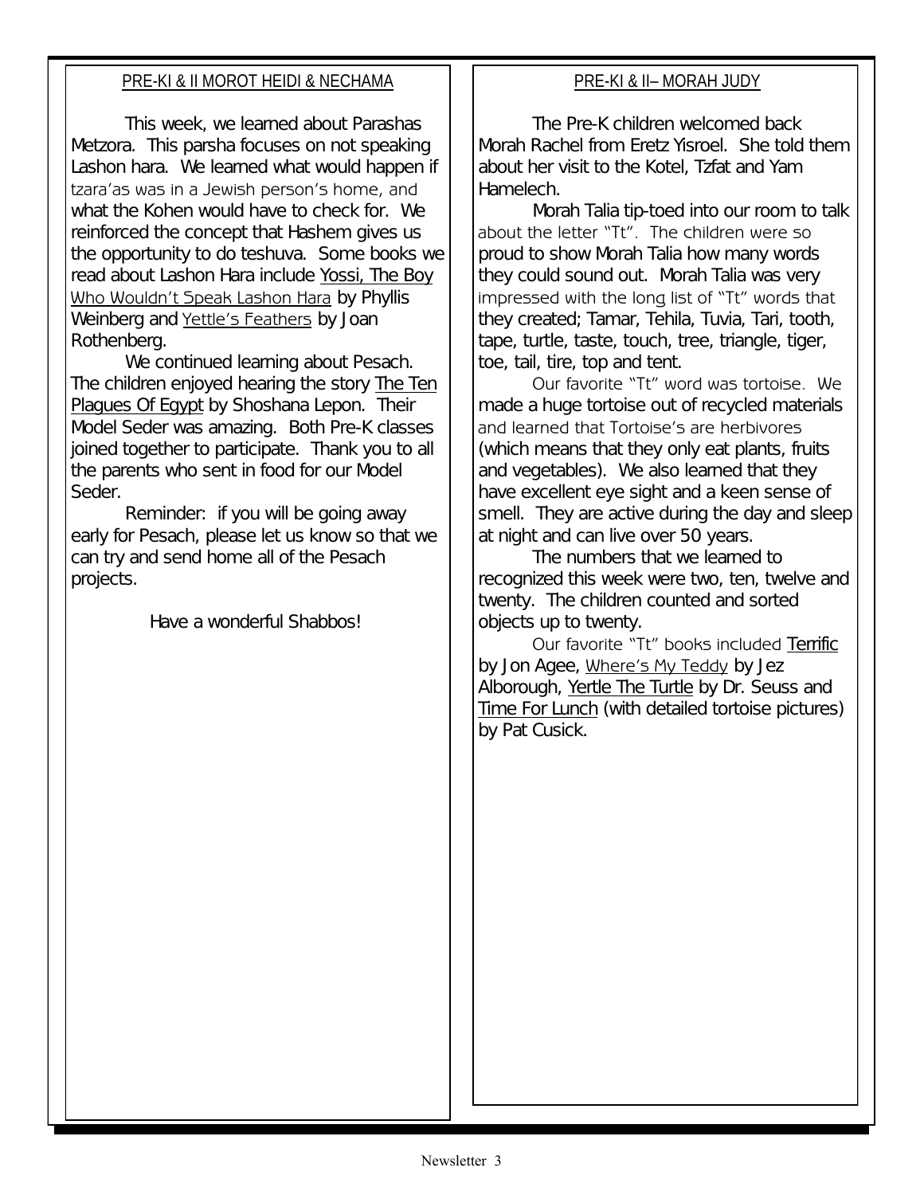## PRE-KI & II MOROT HEIDI & NECHAMA

This week, we learned about Parashas Metzora. This parsha focuses on not speaking Lashon hara. We learned what would happen if tzara'as was in a Jewish person's home, and what the Kohen would have to check for. We reinforced the concept that Hashem gives us the opportunity to do teshuva. Some books we read about Lashon Hara include Yossi, The Boy Who Wouldn't Speak Lashon Hara by Phyllis Weinberg and Yettle's Feathers by Joan Rothenberg.

We continued learning about Pesach. The children enjoyed hearing the story The Ten Plagues Of Egypt by Shoshana Lepon. Their Model Seder was amazing. Both Pre-K classes joined together to participate. Thank you to all the parents who sent in food for our Model Seder.

Reminder: if you will be going away early for Pesach, please let us know so that we can try and send home all of the Pesach projects.

Have a wonderful Shabbos!

## PRE-KI & II– MORAH JUDY

The Pre-K children welcomed back Morah Rachel from Eretz Yisroel. She told them about her visit to the Kotel, Tzfat and Yam Hamelech.

Morah Talia tip-toed into our room to talk about the letter "Tt". The children were so proud to show Morah Talia how many words they could sound out. Morah Talia was very impressed with the long list of "Tt" words that they created; Tamar, Tehila, Tuvia, Tari, tooth, tape, turtle, taste, touch, tree, triangle, tiger, toe, tail, tire, top and tent.

Our favorite "Tt" word was tortoise. We made a huge tortoise out of recycled materials and learned that Tortoise's are herbivores (which means that they only eat plants, fruits and vegetables). We also learned that they have excellent eye sight and a keen sense of smell. They are active during the day and sleep at night and can live over 50 years.

The numbers that we learned to recognized this week were two, ten, twelve and twenty. The children counted and sorted objects up to twenty.

Our favorite "Tt" books included Terrific by Jon Agee, Where's My Teddy by Jez Alborough, Yertle The Turtle by Dr. Seuss and Time For Lunch (with detailed tortoise pictures) by Pat Cusick.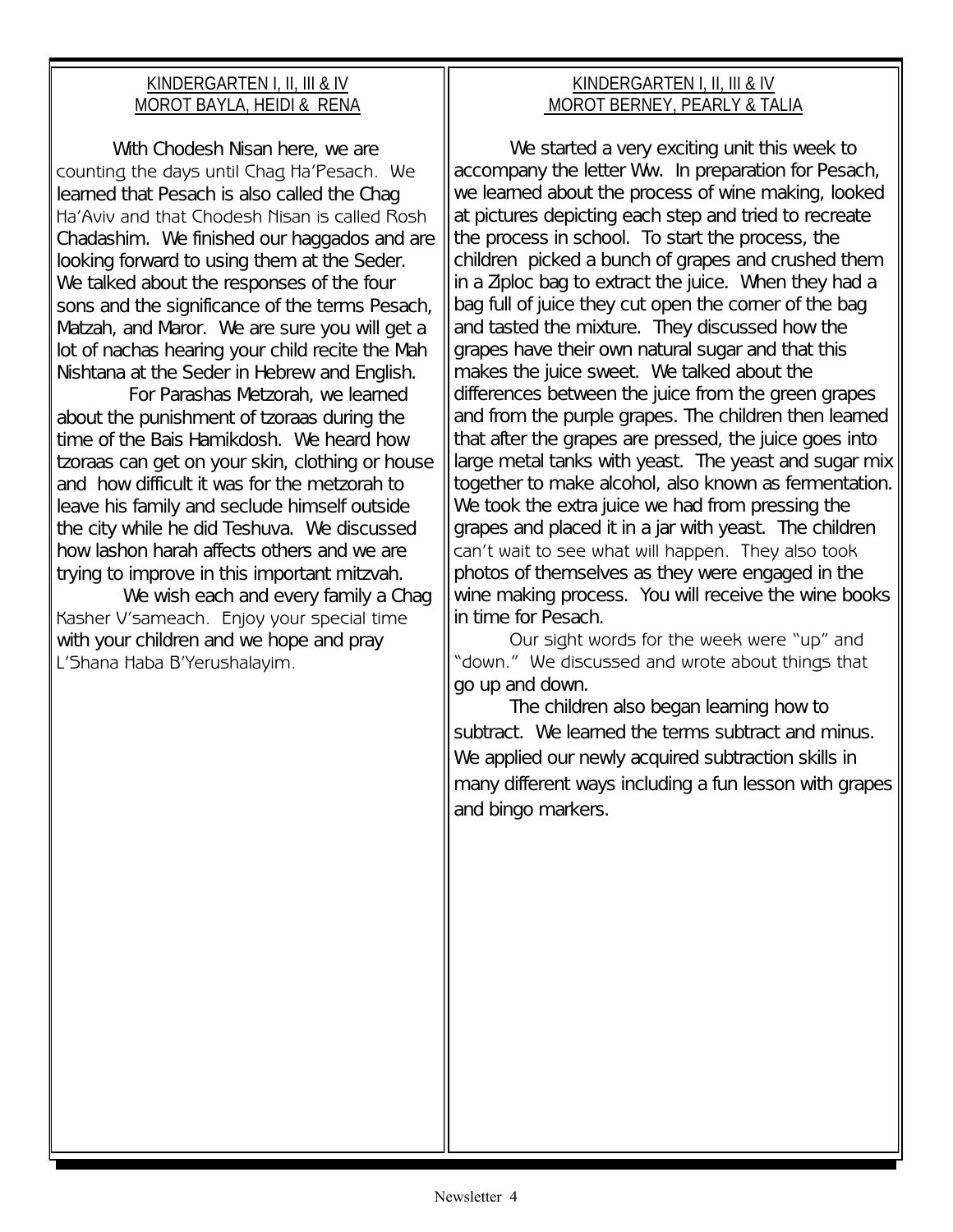## KINDERGARTEN I, II, III & IV
## MOROT BAYLA, HEIDI & RENA

With Chodesh Nisan here, we are counting the days until Chag Ha'Pesach. We learned that Pesach is also called the Chag Ha'Aviv and that Chodesh Nisan is called Rosh Chadashim. We finished our haggados and are looking forward to using them at the Seder. We talked about the responses of the four sons and the significance of the terms Pesach, Matzah, and Maror. We are sure you will get a lot of nachas hearing your child recite the Mah Nishtana at the Seder in Hebrew and English.

For Parashas Metzorah, we learned about the punishment of tzoraas during the time of the Bais Hamikdosh. We heard how tzoraas can get on your skin, clothing or house and how difficult it was for the metzorah to leave his family and seclude himself outside the city while he did Teshuva. We discussed how lashon harah affects others and we are trying to improve in this important mitzvah.

We wish each and every family a Chag Kasher V'sameach. Enjoy your special time with your children and we hope and pray L'Shana Haba B'Yerushalayim.

## KINDERGARTEN I, II, III & IV
## MOROT BERNEY, PEARLY & TALIA

We started a very exciting unit this week to accompany the letter Ww. In preparation for Pesach, we learned about the process of wine making, looked at pictures depicting each step and tried to recreate the process in school. To start the process, the children picked a bunch of grapes and crushed them in a Ziploc bag to extract the juice. When they had a bag full of juice they cut open the corner of the bag and tasted the mixture. They discussed how the grapes have their own natural sugar and that this makes the juice sweet. We talked about the differences between the juice from the green grapes and from the purple grapes. The children then learned that after the grapes are pressed, the juice goes into large metal tanks with yeast. The yeast and sugar mix together to make alcohol, also known as fermentation. We took the extra juice we had from pressing the grapes and placed it in a jar with yeast. The children can't wait to see what will happen. They also took photos of themselves as they were engaged in the wine making process. You will receive the wine books in time for Pesach.

Our sight words for the week were "up" and "down." We discussed and wrote about things that go up and down.

The children also began learning how to subtract. We learned the terms subtract and minus. We applied our newly acquired subtraction skills in many different ways including a fun lesson with grapes and bingo markers.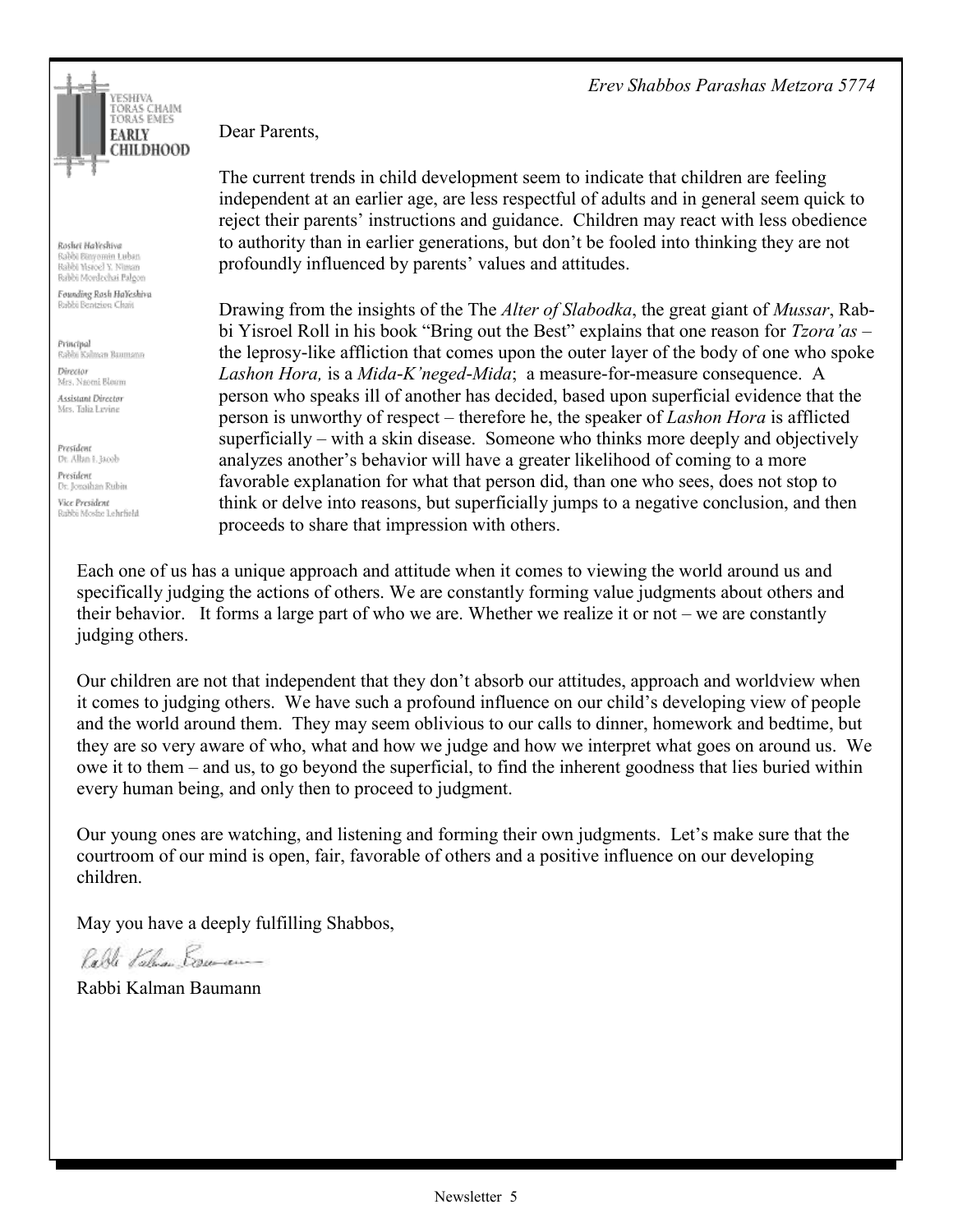YESHIVA TORAS CHAIM TORAS EMES
EARLY CHILDHOOD

*Roshei HaYeshiva*
Rabbi Binyomin Luban
Rabbi Yisroel Y. Niman
Rabbi Mordechai Palgon

*Founding Rosh HaYeshiva*
Rabbi Bentzion Chait

*Principal*
Rabbi Kalman Baumann

*Director*
Mrs. Naomi Bloom

*Assistant Director*
Mrs. Talia Levine

*President*
Dr. Allan I. Jacob

*President*
Dr. Jonathan Rubin

*Vice President*
Rabbi Moshe Lehrfield

*Erev Shabbos Parashas Metzora 5774*

Dear Parents,

The current trends in child development seem to indicate that children are feeling independent at an earlier age, are less respectful of adults and in general seem quick to reject their parents' instructions and guidance. Children may react with less obedience to authority than in earlier generations, but don't be fooled into thinking they are not profoundly influenced by parents' values and attitudes.

Drawing from the insights of the The *Alter of Slabodka*, the great giant of *Mussar*, Rabbi Yisroel Roll in his book "Bring out the Best" explains that one reason for *Tzora'as* – the leprosy-like affliction that comes upon the outer layer of the body of one who spoke *Lashon Hora,* is a *Mida-K'neged-Mida*; a measure-for-measure consequence. A person who speaks ill of another has decided, based upon superficial evidence that the person is unworthy of respect – therefore he, the speaker of *Lashon Hora* is afflicted superficially – with a skin disease. Someone who thinks more deeply and objectively analyzes another's behavior will have a greater likelihood of coming to a more favorable explanation for what that person did, than one who sees, does not stop to think or delve into reasons, but superficially jumps to a negative conclusion, and then proceeds to share that impression with others.

Each one of us has a unique approach and attitude when it comes to viewing the world around us and specifically judging the actions of others. We are constantly forming value judgments about others and their behavior. It forms a large part of who we are. Whether we realize it or not – we are constantly judging others.

Our children are not that independent that they don't absorb our attitudes, approach and worldview when it comes to judging others. We have such a profound influence on our child's developing view of people and the world around them. They may seem oblivious to our calls to dinner, homework and bedtime, but they are so very aware of who, what and how we judge and how we interpret what goes on around us. We owe it to them – and us, to go beyond the superficial, to find the inherent goodness that lies buried within every human being, and only then to proceed to judgment.

Our young ones are watching, and listening and forming their own judgments. Let's make sure that the courtroom of our mind is open, fair, favorable of others and a positive influence on our developing children.

May you have a deeply fulfilling Shabbos,

Rabbi Kalman Baumann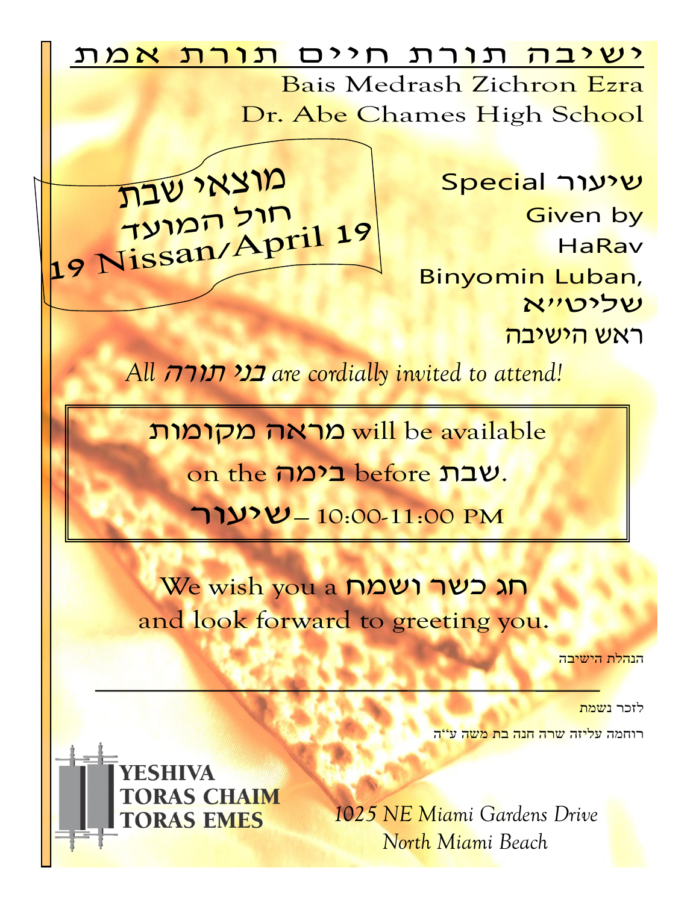# ישיבה תורת חיים תורת אמת

Bais Medrash Zichron Ezra

Dr. Abe Chames High School

מוצאי שבת
חול המועד
19 Nissan/April 19

Special שיעור

Given by

HaRav

Binyomin Luban,

שליט״א

ראש הישיבה

*All בני תורה are cordially invited to attend!*

מראה מקומות will be available

on the בימה before שבת.

שיעור – 10:00-11:00 PM

We wish you a חג כשר ושמח

and look forward to greeting you.

הנהלת הישיבה

---

לזכר נשמת

רוחמה עליזה שרה חנה בת משה ע"ה

**YESHIVA TORAS CHAIM TORAS EMES**

*1025 NE Miami Gardens Drive*

*North Miami Beach*